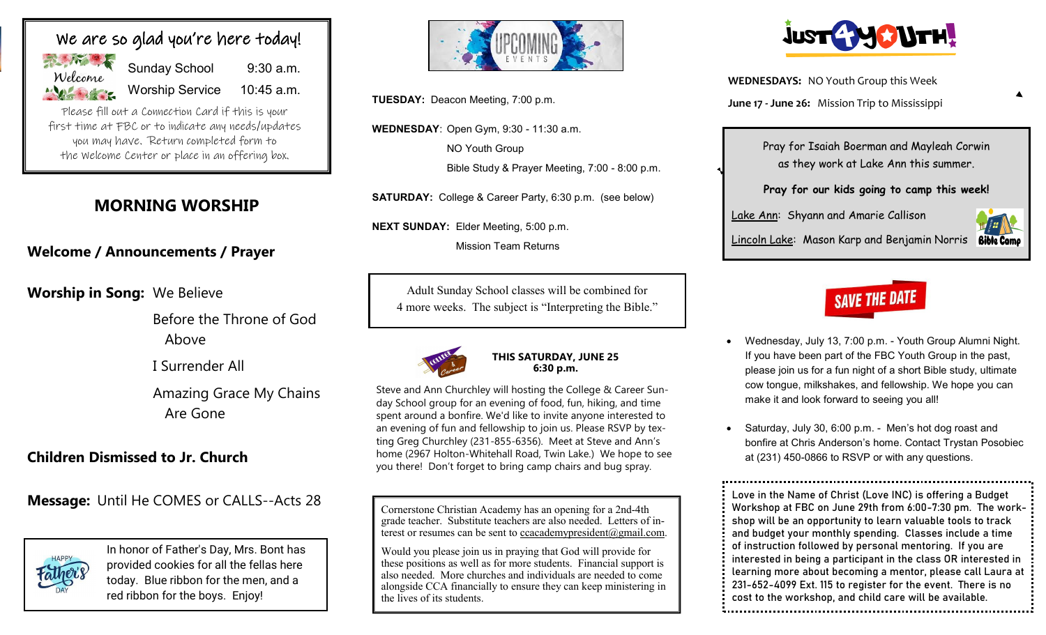## We are so glad you're here today!

Welcome

| | |
|---|---|
| Sunday School | 9:30 a.m. |
| Worship Service | 10:45 a.m. |

Please fill out a Connection Card if this is your first time at FBC or to indicate any needs/updates you may have. Return completed form to the Welcome Center or place in an offering box.

## MORNING WORSHIP

**Welcome / Announcements / Prayer**

**Worship in Song:** We Believe

Before the Throne of God Above

I Surrender All

Amazing Grace My Chains Are Gone

**Children Dismissed to Jr. Church**

**Message:** Until He COMES or CALLS--Acts 28

In honor of Father's Day, Mrs. Bont has provided cookies for all the fellas here today. Blue ribbon for the men, and a red ribbon for the boys. Enjoy!

## UPCOMING EVENTS

**TUESDAY:** Deacon Meeting, 7:00 p.m.

**WEDNESDAY**: Open Gym, 9:30 - 11:30 a.m.
NO Youth Group
Bible Study & Prayer Meeting, 7:00 - 8:00 p.m.

**SATURDAY:** College & Career Party, 6:30 p.m. (see below)

**NEXT SUNDAY:** Elder Meeting, 5:00 p.m.
Mission Team Returns

Adult Sunday School classes will be combined for 4 more weeks. The subject is "Interpreting the Bible."

**THIS SATURDAY, JUNE 25**
**6:30 p.m.**

Steve and Ann Churchley will hosting the College & Career Sunday School group for an evening of food, fun, hiking, and time spent around a bonfire. We'd like to invite anyone interested to an evening of fun and fellowship to join us. Please RSVP by texting Greg Churchley (231-855-6356). Meet at Steve and Ann's home (2967 Holton-Whitehall Road, Twin Lake.) We hope to see you there! Don't forget to bring camp chairs and bug spray.

Cornerstone Christian Academy has an opening for a 2nd-4th grade teacher. Substitute teachers are also needed. Letters of interest or resumes can be sent to ccacademypresident@gmail.com.

Would you please join us in praying that God will provide for these positions as well as for more students. Financial support is also needed. More churches and individuals are needed to come alongside CCA financially to ensure they can keep ministering in the lives of its students.

## JUST 4 YOUTH!

**WEDNESDAYS:** NO Youth Group this Week

**June 17 - June 26:** Mission Trip to Mississippi

Pray for Isaiah Boerman and Mayleah Corwin as they work at Lake Ann this summer.

**Pray for our kids going to camp this week!**

Lake Ann: Shyann and Amarie Callison

Lincoln Lake: Mason Karp and Benjamin Norris

Bible Camp

## SAVE THE DATE

- Wednesday, July 13, 7:00 p.m. - Youth Group Alumni Night. If you have been part of the FBC Youth Group in the past, please join us for a fun night of a short Bible study, ultimate cow tongue, milkshakes, and fellowship. We hope you can make it and look forward to seeing you all!
- Saturday, July 30, 6:00 p.m. - Men's hot dog roast and bonfire at Chris Anderson's home. Contact Trystan Posobiec at (231) 450-0866 to RSVP or with any questions.

Love in the Name of Christ (Love INC) is offering a Budget Workshop at FBC on June 29th from 6:00-7:30 pm. The workshop will be an opportunity to learn valuable tools to track and budget your monthly spending. Classes include a time of instruction followed by personal mentoring. If you are interested in being a participant in the class OR interested in learning more about becoming a mentor, please call Laura at 231-652-4099 Ext. 115 to register for the event. There is no cost to the workshop, and child care will be available.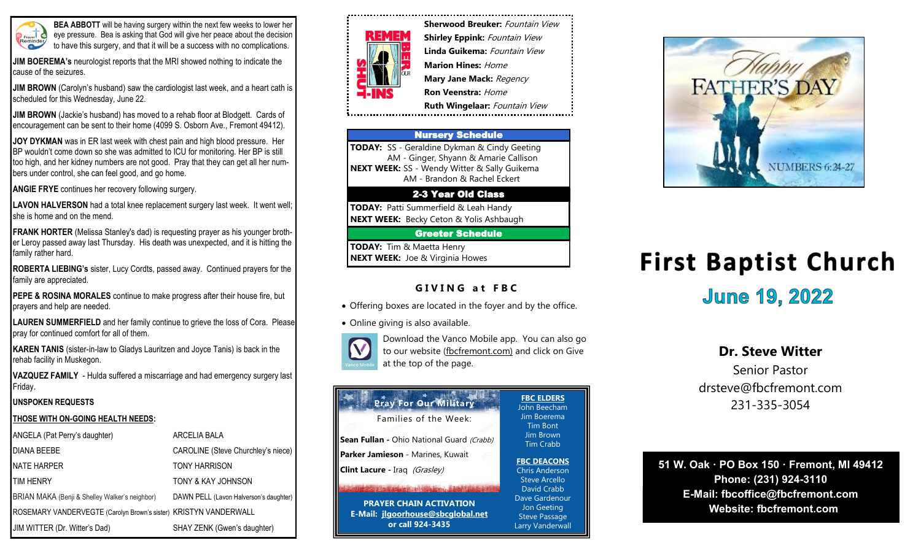**BEA ABBOTT** will be having surgery within the next few weeks to lower her eye pressure. Bea is asking that God will give her peace about the decision to have this surgery, and that it will be a success with no complications.

**JIM BOEREMA's** neurologist reports that the MRI showed nothing to indicate the cause of the seizures.

**JIM BROWN** (Carolyn's husband) saw the cardiologist last week, and a heart cath is scheduled for this Wednesday, June 22.

**JIM BROWN** (Jackie's husband) has moved to a rehab floor at Blodgett. Cards of encouragement can be sent to their home (4099 S. Osborn Ave., Fremont 49412).

**JOY DYKMAN** was in ER last week with chest pain and high blood pressure. Her BP wouldn't come down so she was admitted to ICU for monitoring. Her BP is still too high, and her kidney numbers are not good. Pray that they can get all her numbers under control, she can feel good, and go home.

**ANGIE FRYE** continues her recovery following surgery.

**LAVON HALVERSON** had a total knee replacement surgery last week. It went well; she is home and on the mend.

**FRANK HORTER** (Melissa Stanley's dad) is requesting prayer as his younger brother Leroy passed away last Thursday. His death was unexpected, and it is hitting the family rather hard.

**ROBERTA LIEBING's** sister, Lucy Cordts, passed away. Continued prayers for the family are appreciated.

**PEPE & ROSINA MORALES** continue to make progress after their house fire, but prayers and help are needed.

**LAUREN SUMMERFIELD** and her family continue to grieve the loss of Cora. Please pray for continued comfort for all of them.

**KAREN TANIS** (sister-in-law to Gladys Lauritzen and Joyce Tanis) is back in the rehab facility in Muskegon.

**VAZQUEZ FAMILY** - Hulda suffered a miscarriage and had emergency surgery last Friday.

**UNSPOKEN REQUESTS**

**THOSE WITH ON-GOING HEALTH NEEDS:**

| | |
|---|---|
| ANGELA (Pat Perry's daughter) | ARCELIA BALA |
| DIANA BEEBE | CAROLINE (Steve Churchley's niece) |
| NATE HARPER | TONY HARRISON |
| TIM HENRY | TONY & KAY JOHNSON |
| BRIAN MAKA (Benji & Shelley Walker's neighbor) | DAWN PELL (Lavon Halverson's daughter) |
| ROSEMARY VANDERVEGTE (Carolyn Brown's sister) | KRISTYN VANDERWALL |
| JIM WITTER (Dr. Witter's Dad) | SHAY ZENK (Gwen's daughter) |

**REMEMBER OUR SHUT-INS**

**Sherwood Breuker:** *Fountain View*
**Shirley Eppink:** *Fountain View*
**Linda Guikema:** *Fountain View*
**Marion Hines:** *Home*
**Mary Jane Mack:** *Regency*
**Ron Veenstra:** *Home*
**Ruth Wingelaar:** *Fountain View*

**Nursery Schedule**

**TODAY:** SS - Geraldine Dykman & Cindy Geeting
AM - Ginger, Shyann & Amarie Callison
**NEXT WEEK:** SS - Wendy Witter & Sally Guikema
AM - Brandon & Rachel Eckert

**2-3 Year Old Class**

**TODAY:** Patti Summerfield & Leah Handy
**NEXT WEEK:** Becky Ceton & Yolis Ashbaugh

**Greeter Schedule**

**TODAY:** Tim & Maetta Henry
**NEXT WEEK:** Joe & Virginia Howes

**GIVING at FBC**

- Offering boxes are located in the foyer and by the office.
- Online giving is also available.

Download the Vanco Mobile app. You can also go to our website (fbcfremont.com) and click on Give at the top of the page.

**Pray For Our Military**

Families of the Week:

**Sean Fullan -** Ohio National Guard *(Crabb)*
**Parker Jamieson** - Marines, Kuwait
**Clint Lacure -** Iraq *(Grasley)*

**PRAYER CHAIN ACTIVATION**
**E-Mail: jlgoorhouse@sbcglobal.net**
**or call 924-3435**

**FBC ELDERS**
John Beecham
Jim Boerema
Tim Bont
Jim Brown
Tim Crabb

**FBC DEACONS**
Chris Anderson
Steve Arcello
David Crabb
Dave Gardenour
Jon Geeting
Steve Passage
Larry Vanderwall

Happy FATHER'S DAY
NUMBERS 6:24-27

# First Baptist Church

## June 19, 2022

**Dr. Steve Witter**
Senior Pastor
drsteve@fbcfremont.com
231-335-3054

**51 W. Oak · PO Box 150 · Fremont, MI 49412**
**Phone: (231) 924-3110**
**E-Mail: fbcoffice@fbcfremont.com**
**Website: fbcfremont.com**